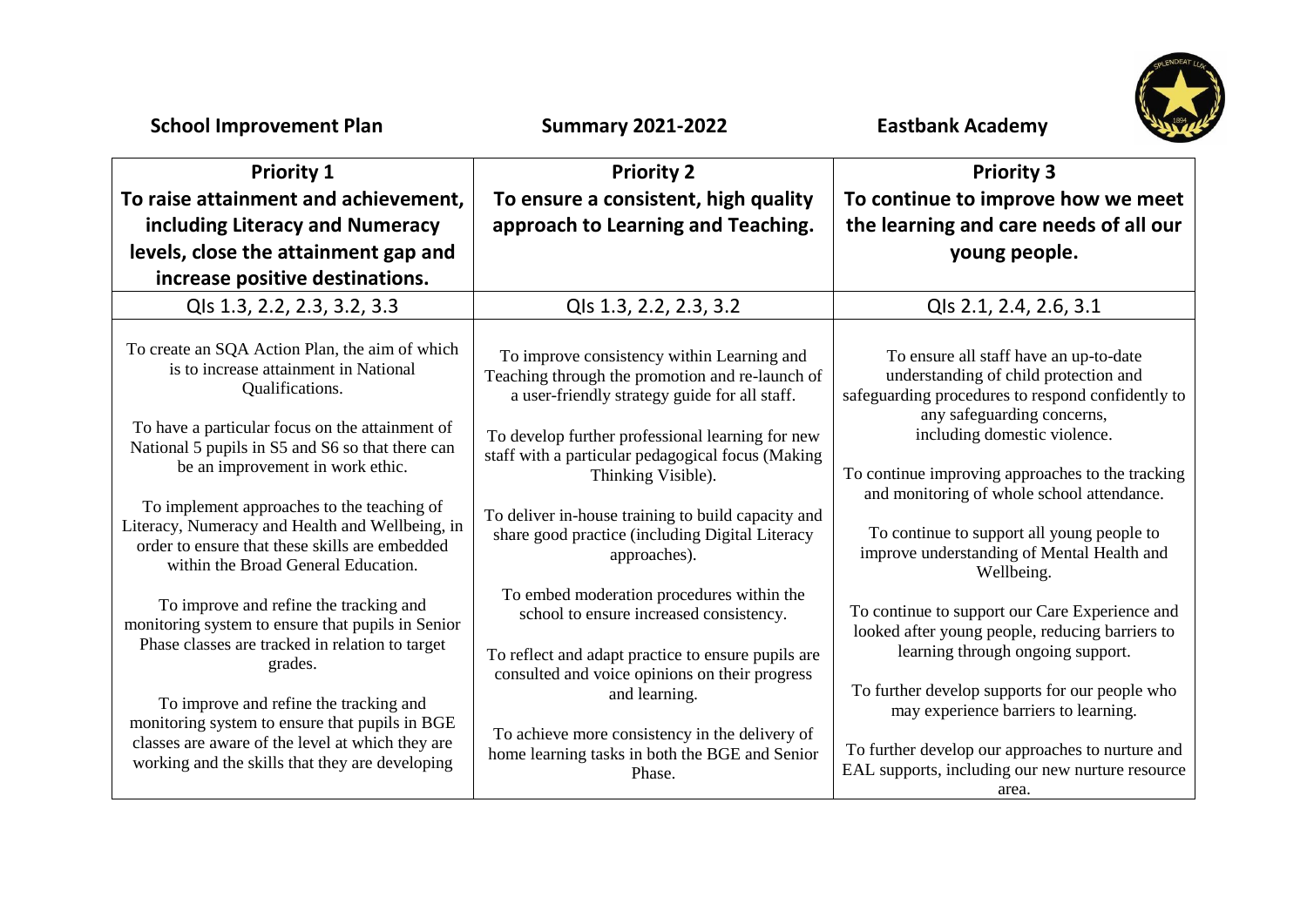**School Improvement Plan** **Summary 2021-2022** **Eastbank Academy**

| Priority 1<br>To raise attainment and achievement, including Literacy and Numeracy levels, close the attainment gap and increase positive destinations. | Priority 2<br>To ensure a consistent, high quality approach to Learning and Teaching. | Priority 3<br>To continue to improve how we meet the learning and care needs of all our young people. |
|---|---|---|
| QIs 1.3, 2.2, 2.3, 3.2, 3.3 | QIs 1.3, 2.2, 2.3, 3.2 | QIs 2.1, 2.4, 2.6, 3.1 |
| To create an SQA Action Plan, the aim of which is to increase attainment in National Qualifications.<br><br>To have a particular focus on the attainment of National 5 pupils in S5 and S6 so that there can be an improvement in work ethic.<br><br>To implement approaches to the teaching of Literacy, Numeracy and Health and Wellbeing, in order to ensure that these skills are embedded within the Broad General Education.<br><br>To improve and refine the tracking and monitoring system to ensure that pupils in Senior Phase classes are tracked in relation to target grades.<br><br>To improve and refine the tracking and monitoring system to ensure that pupils in BGE classes are aware of the level at which they are working and the skills that they are developing | To improve consistency within Learning and Teaching through the promotion and re-launch of a user-friendly strategy guide for all staff.<br><br>To develop further professional learning for new staff with a particular pedagogical focus (Making Thinking Visible).<br><br>To deliver in-house training to build capacity and share good practice (including Digital Literacy approaches).<br><br>To embed moderation procedures within the school to ensure increased consistency.<br><br>To reflect and adapt practice to ensure pupils are consulted and voice opinions on their progress and learning.<br><br>To achieve more consistency in the delivery of home learning tasks in both the BGE and Senior Phase. | To ensure all staff have an up-to-date understanding of child protection and safeguarding procedures to respond confidently to any safeguarding concerns, including domestic violence.<br><br>To continue improving approaches to the tracking and monitoring of whole school attendance.<br><br>To continue to support all young people to improve understanding of Mental Health and Wellbeing.<br><br>To continue to support our Care Experience and looked after young people, reducing barriers to learning through ongoing support.<br><br>To further develop supports for our people who may experience barriers to learning.<br><br>To further develop our approaches to nurture and EAL supports, including our new nurture resource area. |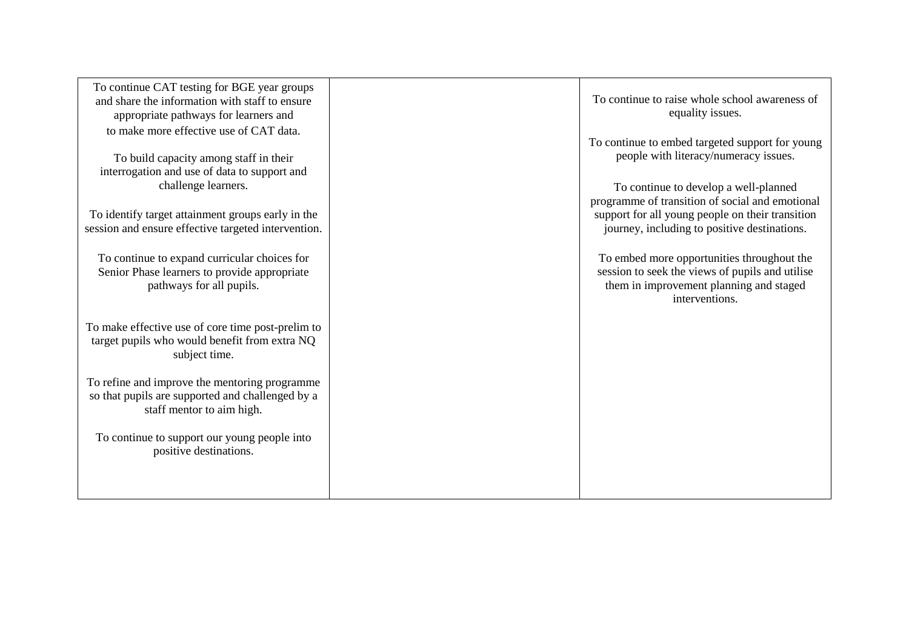| | | |
|---|---|---|
| To continue CAT testing for BGE year groups and share the information with staff to ensure appropriate pathways for learners and to make more effective use of CAT data.<br><br>To build capacity among staff in their interrogation and use of data to support and challenge learners.<br><br>To identify target attainment groups early in the session and ensure effective targeted intervention.<br><br>To continue to expand curricular choices for Senior Phase learners to provide appropriate pathways for all pupils.<br><br>To make effective use of core time post-prelim to target pupils who would benefit from extra NQ subject time.<br><br>To refine and improve the mentoring programme so that pupils are supported and challenged by a staff mentor to aim high.<br><br>To continue to support our young people into positive destinations. | | To continue to raise whole school awareness of equality issues.<br><br>To continue to embed targeted support for young people with literacy/numeracy issues.<br><br>To continue to develop a well-planned programme of transition of social and emotional support for all young people on their transition journey, including to positive destinations.<br><br>To embed more opportunities throughout the session to seek the views of pupils and utilise them in improvement planning and staged interventions. |